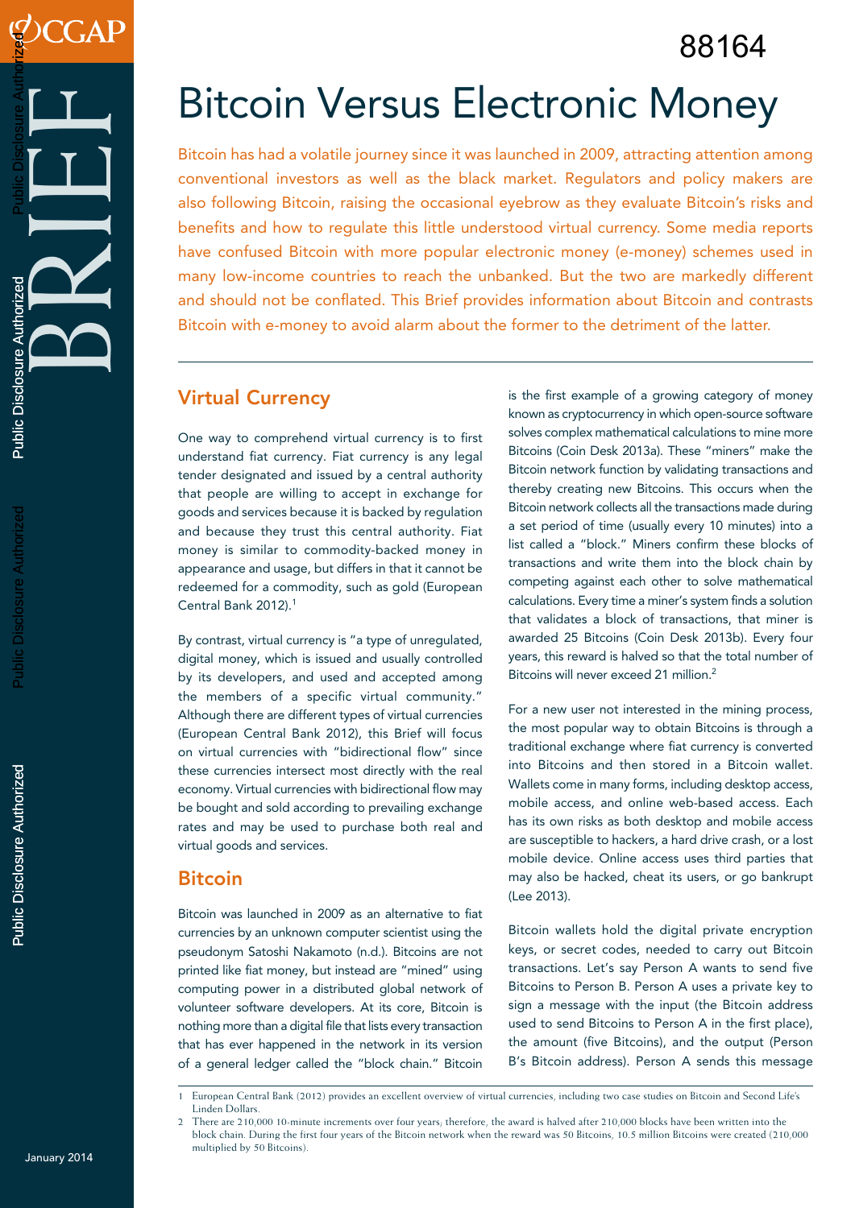# Bitcoin Versus Electronic Money

Bitcoin has had a volatile journey since it was launched in 2009, attracting attention among conventional investors as well as the black market. Regulators and policy makers are also following Bitcoin, raising the occasional eyebrow as they evaluate Bitcoin's risks and benefits and how to regulate this little understood virtual currency. Some media reports have confused Bitcoin with more popular electronic money (e-money) schemes used in many low-income countries to reach the unbanked. But the two are markedly different and should not be conflated. This Brief provides information about Bitcoin and contrasts Bitcoin with e-money to avoid alarm about the former to the detriment of the latter.

## Virtual Currency

One way to comprehend virtual currency is to first understand fiat currency. Fiat currency is any legal tender designated and issued by a central authority that people are willing to accept in exchange for goods and services because it is backed by regulation and because they trust this central authority. Fiat money is similar to commodity-backed money in appearance and usage, but differs in that it cannot be redeemed for a commodity, such as gold (European Central Bank 2012).[1]

By contrast, virtual currency is "a type of unregulated, digital money, which is issued and usually controlled by its developers, and used and accepted among the members of a specific virtual community." Although there are different types of virtual currencies (European Central Bank 2012), this Brief will focus on virtual currencies with "bidirectional flow" since these currencies intersect most directly with the real economy. Virtual currencies with bidirectional flow may be bought and sold according to prevailing exchange rates and may be used to purchase both real and virtual goods and services.

## Bitcoin

Bitcoin was launched in 2009 as an alternative to fiat currencies by an unknown computer scientist using the pseudonym Satoshi Nakamoto (n.d.). Bitcoins are not printed like fiat money, but instead are "mined" using computing power in a distributed global network of volunteer software developers. At its core, Bitcoin is nothing more than a digital file that lists every transaction that has ever happened in the network in its version of a general ledger called the "block chain." Bitcoin is the first example of a growing category of money known as cryptocurrency in which open-source software solves complex mathematical calculations to mine more Bitcoins (Coin Desk 2013a). These "miners" make the Bitcoin network function by validating transactions and thereby creating new Bitcoins. This occurs when the Bitcoin network collects all the transactions made during a set period of time (usually every 10 minutes) into a list called a "block." Miners confirm these blocks of transactions and write them into the block chain by competing against each other to solve mathematical calculations. Every time a miner's system finds a solution that validates a block of transactions, that miner is awarded 25 Bitcoins (Coin Desk 2013b). Every four years, this reward is halved so that the total number of Bitcoins will never exceed 21 million.[2]

For a new user not interested in the mining process, the most popular way to obtain Bitcoins is through a traditional exchange where fiat currency is converted into Bitcoins and then stored in a Bitcoin wallet. Wallets come in many forms, including desktop access, mobile access, and online web-based access. Each has its own risks as both desktop and mobile access are susceptible to hackers, a hard drive crash, or a lost mobile device. Online access uses third parties that may also be hacked, cheat its users, or go bankrupt (Lee 2013).

Bitcoin wallets hold the digital private encryption keys, or secret codes, needed to carry out Bitcoin transactions. Let's say Person A wants to send five Bitcoins to Person B. Person A uses a private key to sign a message with the input (the Bitcoin address used to send Bitcoins to Person A in the first place), the amount (five Bitcoins), and the output (Person B's Bitcoin address). Person A sends this message

---

1 European Central Bank (2012) provides an excellent overview of virtual currencies, including two case studies on Bitcoin and Second Life's Linden Dollars.

2 There are 210,000 10-minute increments over four years; therefore, the award is halved after 210,000 blocks have been written into the block chain. During the first four years of the Bitcoin network when the reward was 50 Bitcoins, 10.5 million Bitcoins were created (210,000 multiplied by 50 Bitcoins).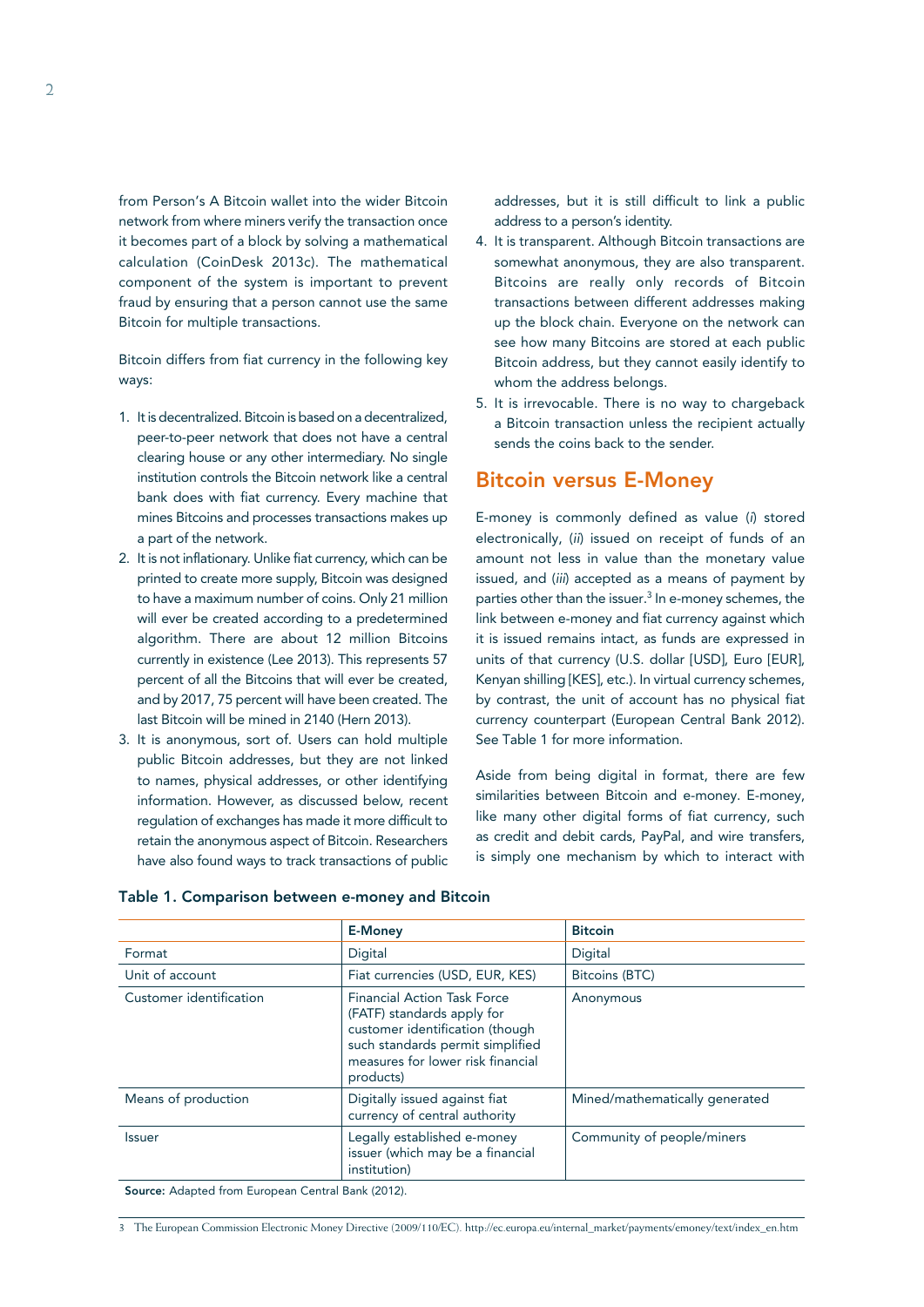from Person's A Bitcoin wallet into the wider Bitcoin network from where miners verify the transaction once it becomes part of a block by solving a mathematical calculation (CoinDesk 2013c). The mathematical component of the system is important to prevent fraud by ensuring that a person cannot use the same Bitcoin for multiple transactions.

Bitcoin differs from fiat currency in the following key ways:

1. It is decentralized. Bitcoin is based on a decentralized, peer-to-peer network that does not have a central clearing house or any other intermediary. No single institution controls the Bitcoin network like a central bank does with fiat currency. Every machine that mines Bitcoins and processes transactions makes up a part of the network.
2. It is not inflationary. Unlike fiat currency, which can be printed to create more supply, Bitcoin was designed to have a maximum number of coins. Only 21 million will ever be created according to a predetermined algorithm. There are about 12 million Bitcoins currently in existence (Lee 2013). This represents 57 percent of all the Bitcoins that will ever be created, and by 2017, 75 percent will have been created. The last Bitcoin will be mined in 2140 (Hern 2013).
3. It is anonymous, sort of. Users can hold multiple public Bitcoin addresses, but they are not linked to names, physical addresses, or other identifying information. However, as discussed below, recent regulation of exchanges has made it more difficult to retain the anonymous aspect of Bitcoin. Researchers have also found ways to track transactions of public addresses, but it is still difficult to link a public address to a person's identity.
4. It is transparent. Although Bitcoin transactions are somewhat anonymous, they are also transparent. Bitcoins are really only records of Bitcoin transactions between different addresses making up the block chain. Everyone on the network can see how many Bitcoins are stored at each public Bitcoin address, but they cannot easily identify to whom the address belongs.
5. It is irrevocable. There is no way to chargeback a Bitcoin transaction unless the recipient actually sends the coins back to the sender.

## Bitcoin versus E-Money

E-money is commonly defined as value (*i*) stored electronically, (*ii*) issued on receipt of funds of an amount not less in value than the monetary value issued, and (*iii*) accepted as a means of payment by parties other than the issuer.[3] In e-money schemes, the link between e-money and fiat currency against which it is issued remains intact, as funds are expressed in units of that currency (U.S. dollar [USD], Euro [EUR], Kenyan shilling [KES], etc.). In virtual currency schemes, by contrast, the unit of account has no physical fiat currency counterpart (European Central Bank 2012). See Table 1 for more information.

Aside from being digital in format, there are few similarities between Bitcoin and e-money. E-money, like many other digital forms of fiat currency, such as credit and debit cards, PayPal, and wire transfers, is simply one mechanism by which to interact with

**Table 1. Comparison between e-money and Bitcoin**

| | E-Money | Bitcoin |
|---|---|---|
| Format | Digital | Digital |
| Unit of account | Fiat currencies (USD, EUR, KES) | Bitcoins (BTC) |
| Customer identification | Financial Action Task Force (FATF) standards apply for customer identification (though such standards permit simplified measures for lower risk financial products) | Anonymous |
| Means of production | Digitally issued against fiat currency of central authority | Mined/mathematically generated |
| Issuer | Legally established e-money issuer (which may be a financial institution) | Community of people/miners |

**Source:** Adapted from European Central Bank (2012).

3 The European Commission Electronic Money Directive (2009/110/EC). http://ec.europa.eu/internal_market/payments/emoney/text/index_en.htm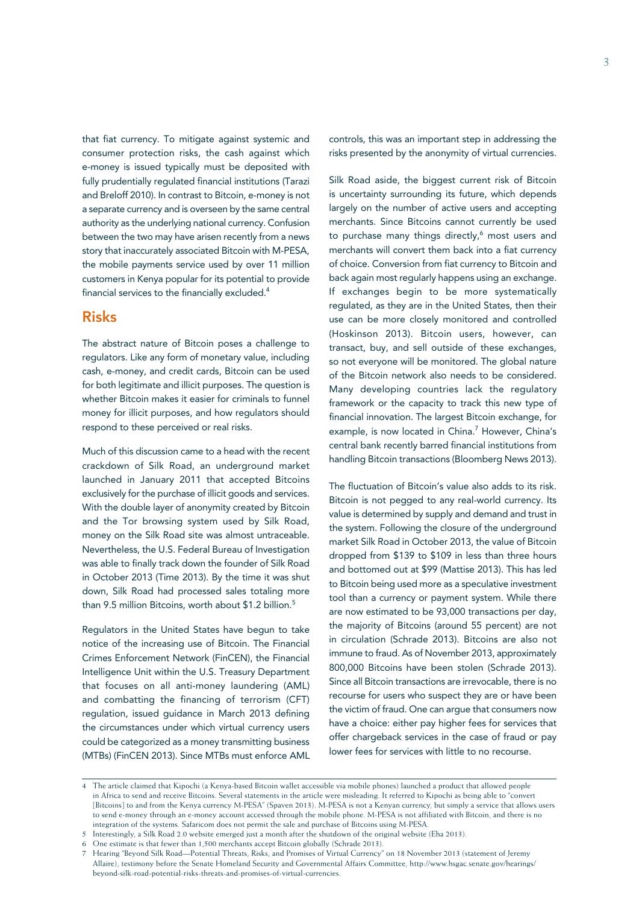that fiat currency. To mitigate against systemic and consumer protection risks, the cash against which e-money is issued typically must be deposited with fully prudentially regulated financial institutions (Tarazi and Breloff 2010). In contrast to Bitcoin, e-money is not a separate currency and is overseen by the same central authority as the underlying national currency. Confusion between the two may have arisen recently from a news story that inaccurately associated Bitcoin with M-PESA, the mobile payments service used by over 11 million customers in Kenya popular for its potential to provide financial services to the financially excluded.[4]

## Risks

The abstract nature of Bitcoin poses a challenge to regulators. Like any form of monetary value, including cash, e-money, and credit cards, Bitcoin can be used for both legitimate and illicit purposes. The question is whether Bitcoin makes it easier for criminals to funnel money for illicit purposes, and how regulators should respond to these perceived or real risks.

Much of this discussion came to a head with the recent crackdown of Silk Road, an underground market launched in January 2011 that accepted Bitcoins exclusively for the purchase of illicit goods and services. With the double layer of anonymity created by Bitcoin and the Tor browsing system used by Silk Road, money on the Silk Road site was almost untraceable. Nevertheless, the U.S. Federal Bureau of Investigation was able to finally track down the founder of Silk Road in October 2013 (Time 2013). By the time it was shut down, Silk Road had processed sales totaling more than 9.5 million Bitcoins, worth about $1.2 billion.[5]

Regulators in the United States have begun to take notice of the increasing use of Bitcoin. The Financial Crimes Enforcement Network (FinCEN), the Financial Intelligence Unit within the U.S. Treasury Department that focuses on all anti-money laundering (AML) and combatting the financing of terrorism (CFT) regulation, issued guidance in March 2013 defining the circumstances under which virtual currency users could be categorized as a money transmitting business (MTBs) (FinCEN 2013). Since MTBs must enforce AML controls, this was an important step in addressing the risks presented by the anonymity of virtual currencies.

Silk Road aside, the biggest current risk of Bitcoin is uncertainty surrounding its future, which depends largely on the number of active users and accepting merchants. Since Bitcoins cannot currently be used to purchase many things directly,[6] most users and merchants will convert them back into a fiat currency of choice. Conversion from fiat currency to Bitcoin and back again most regularly happens using an exchange. If exchanges begin to be more systematically regulated, as they are in the United States, then their use can be more closely monitored and controlled (Hoskinson 2013). Bitcoin users, however, can transact, buy, and sell outside of these exchanges, so not everyone will be monitored. The global nature of the Bitcoin network also needs to be considered. Many developing countries lack the regulatory framework or the capacity to track this new type of financial innovation. The largest Bitcoin exchange, for example, is now located in China.[7] However, China's central bank recently barred financial institutions from handling Bitcoin transactions (Bloomberg News 2013).

The fluctuation of Bitcoin's value also adds to its risk. Bitcoin is not pegged to any real-world currency. Its value is determined by supply and demand and trust in the system. Following the closure of the underground market Silk Road in October 2013, the value of Bitcoin dropped from $139 to $109 in less than three hours and bottomed out at $99 (Mattise 2013). This has led to Bitcoin being used more as a speculative investment tool than a currency or payment system. While there are now estimated to be 93,000 transactions per day, the majority of Bitcoins (around 55 percent) are not in circulation (Schrade 2013). Bitcoins are also not immune to fraud. As of November 2013, approximately 800,000 Bitcoins have been stolen (Schrade 2013). Since all Bitcoin transactions are irrevocable, there is no recourse for users who suspect they are or have been the victim of fraud. One can argue that consumers now have a choice: either pay higher fees for services that offer chargeback services in the case of fraud or pay lower fees for services with little to no recourse.

---

4 The article claimed that Kipochi (a Kenya-based Bitcoin wallet accessible via mobile phones) launched a product that allowed people in Africa to send and receive Bitcoins. Several statements in the article were misleading. It referred to Kipochi as being able to "convert [Bitcoins] to and from the Kenya currency M-PESA" (Spaven 2013). M-PESA is not a Kenyan currency, but simply a service that allows users to send e-money through an e-money account accessed through the mobile phone. M-PESA is not affiliated with Bitcoin, and there is no integration of the systems. Safaricom does not permit the sale and purchase of Bitcoins using M-PESA.

5 Interestingly, a Silk Road 2.0 website emerged just a month after the shutdown of the original website (Eha 2013).

6 One estimate is that fewer than 1,500 merchants accept Bitcoin globally (Schrade 2013).

7 Hearing "Beyond Silk Road—Potential Threats, Risks, and Promises of Virtual Currency" on 18 November 2013 (statement of Jeremy Allaire), testimony before the Senate Homeland Security and Governmental Affairs Committee, http://www.hsgac.senate.gov/hearings/beyond-silk-road-potential-risks-threats-and-promises-of-virtual-currencies.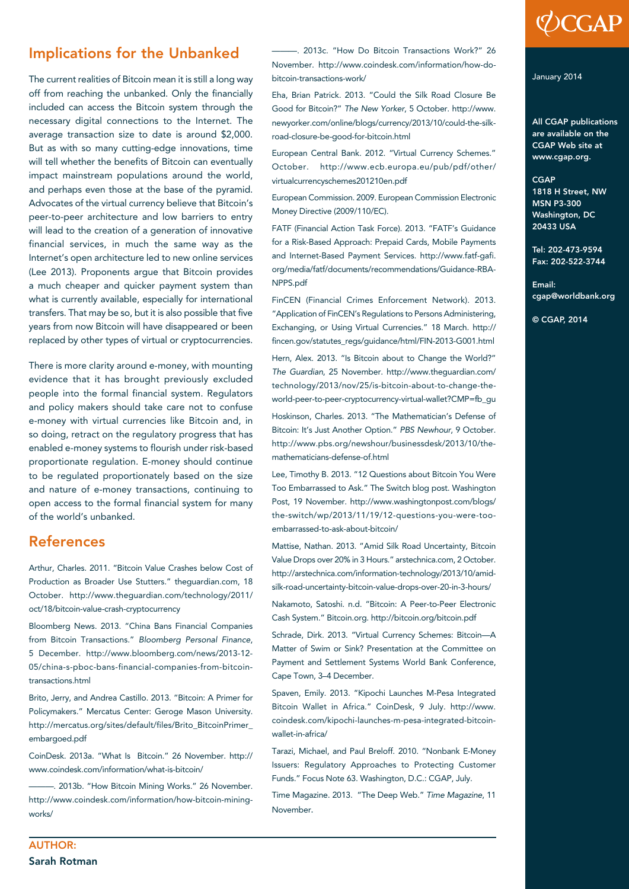## Implications for the Unbanked

The current realities of Bitcoin mean it is still a long way off from reaching the unbanked. Only the financially included can access the Bitcoin system through the necessary digital connections to the Internet. The average transaction size to date is around $2,000. But as with so many cutting-edge innovations, time will tell whether the benefits of Bitcoin can eventually impact mainstream populations around the world, and perhaps even those at the base of the pyramid. Advocates of the virtual currency believe that Bitcoin's peer-to-peer architecture and low barriers to entry will lead to the creation of a generation of innovative financial services, in much the same way as the Internet's open architecture led to new online services (Lee 2013). Proponents argue that Bitcoin provides a much cheaper and quicker payment system than what is currently available, especially for international transfers. That may be so, but it is also possible that five years from now Bitcoin will have disappeared or been replaced by other types of virtual or cryptocurrencies.

There is more clarity around e-money, with mounting evidence that it has brought previously excluded people into the formal financial system. Regulators and policy makers should take care not to confuse e-money with virtual currencies like Bitcoin and, in so doing, retract on the regulatory progress that has enabled e-money systems to flourish under risk-based proportionate regulation. E-money should continue to be regulated proportionately based on the size and nature of e-money transactions, continuing to open access to the formal financial system for many of the world's unbanked.

## References

Arthur, Charles. 2011. "Bitcoin Value Crashes below Cost of Production as Broader Use Stutters." theguardian.com, 18 October. http://www.theguardian.com/technology/2011/oct/18/bitcoin-value-crash-cryptocurrency

Bloomberg News. 2013. "China Bans Financial Companies from Bitcoin Transactions." *Bloomberg Personal Finance*, 5 December. http://www.bloomberg.com/news/2013-12-05/china-s-pboc-bans-financial-companies-from-bitcoin-transactions.html

Brito, Jerry, and Andrea Castillo. 2013. "Bitcoin: A Primer for Policymakers." Mercatus Center: Geroge Mason University. http://mercatus.org/sites/default/files/Brito_BitcoinPrimer_embargoed.pdf

CoinDesk. 2013a. "What Is Bitcoin." 26 November. http://www.coindesk.com/information/what-is-bitcoin/

———. 2013b. "How Bitcoin Mining Works." 26 November. http://www.coindesk.com/information/how-bitcoin-mining-works/

———. 2013c. "How Do Bitcoin Transactions Work?" 26 November. http://www.coindesk.com/information/how-do-bitcoin-transactions-work/

Eha, Brian Patrick. 2013. "Could the Silk Road Closure Be Good for Bitcoin?" *The New Yorker*, 5 October. http://www.newyorker.com/online/blogs/currency/2013/10/could-the-silk-road-closure-be-good-for-bitcoin.html

European Central Bank. 2012. "Virtual Currency Schemes." October. http://www.ecb.europa.eu/pub/pdf/other/virtualcurrencyschemes201210en.pdf

European Commission. 2009. European Commission Electronic Money Directive (2009/110/EC).

FATF (Financial Action Task Force). 2013. "FATF's Guidance for a Risk-Based Approach: Prepaid Cards, Mobile Payments and Internet-Based Payment Services. http://www.fatf-gafi.org/media/fatf/documents/recommendations/Guidance-RBA-NPPS.pdf

FinCEN (Financial Crimes Enforcement Network). 2013. "Application of FinCEN's Regulations to Persons Administering, Exchanging, or Using Virtual Currencies." 18 March. http://fincen.gov/statutes_regs/guidance/html/FIN-2013-G001.html

Hern, Alex. 2013. "Is Bitcoin about to Change the World?" *The Guardian*, 25 November. http://www.theguardian.com/technology/2013/nov/25/is-bitcoin-about-to-change-the-world-peer-to-peer-cryptocurrency-virtual-wallet?CMP=fb_gu

Hoskinson, Charles. 2013. "The Mathematician's Defense of Bitcoin: It's Just Another Option." *PBS Newhour*, 9 October. http://www.pbs.org/newshour/businessdesk/2013/10/the-mathematicians-defense-of.html

Lee, Timothy B. 2013. "12 Questions about Bitcoin You Were Too Embarrassed to Ask." The Switch blog post. Washington Post, 19 November. http://www.washingtonpost.com/blogs/the-switch/wp/2013/11/19/12-questions-you-were-too-embarrassed-to-ask-about-bitcoin/

Mattise, Nathan. 2013. "Amid Silk Road Uncertainty, Bitcoin Value Drops over 20% in 3 Hours." arstechnica.com, 2 October. http://arstechnica.com/information-technology/2013/10/amid-silk-road-uncertainty-bitcoin-value-drops-over-20-in-3-hours/

Nakamoto, Satoshi. n.d. "Bitcoin: A Peer-to-Peer Electronic Cash System." Bitcoin.org. http://bitcoin.org/bitcoin.pdf

Schrade, Dirk. 2013. "Virtual Currency Schemes: Bitcoin—A Matter of Swim or Sink? Presentation at the Committee on Payment and Settlement Systems World Bank Conference, Cape Town, 3–4 December.

Spaven, Emily. 2013. "Kipochi Launches M-Pesa Integrated Bitcoin Wallet in Africa." CoinDesk, 9 July. http://www.coindesk.com/kipochi-launches-m-pesa-integrated-bitcoin-wallet-in-africa/

Tarazi, Michael, and Paul Breloff. 2010. "Nonbank E-Money Issuers: Regulatory Approaches to Protecting Customer Funds." Focus Note 63. Washington, D.C.: CGAP, July.

Time Magazine. 2013. "The Deep Web." *Time Magazine*, 11 November.

**AUTHOR:**
**Sarah Rotman**

CGAP

January 2014

**All CGAP publications are available on the CGAP Web site at www.cgap.org.**

**CGAP**
**1818 H Street, NW**
**MSN P3-300**
**Washington, DC**
**20433 USA**

**Tel: 202-473-9594**
**Fax: 202-522-3744**

**Email:**
**cgap@worldbank.org**

**© CGAP, 2014**